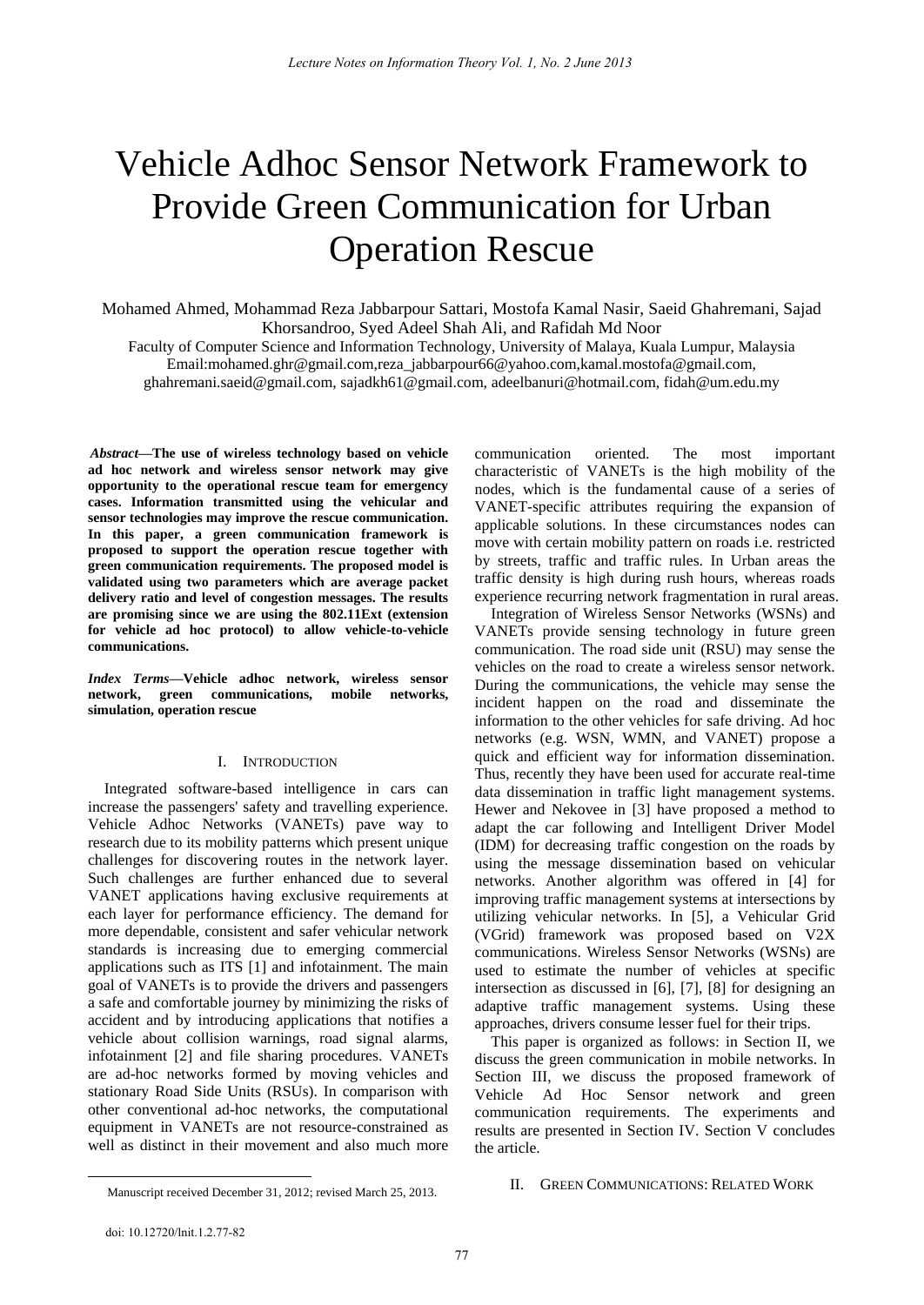# Vehicle Adhoc Sensor Network Framework to Provide Green Communication for Urban Operation Rescue

Mohamed Ahmed, Mohammad Reza Jabbarpour Sattari, Mostofa Kamal Nasir, Saeid Ghahremani, Sajad Khorsandroo, Syed Adeel Shah Ali, and Rafidah Md Noor

Faculty of Computer Science and Information Technology, University of Malaya, Kuala Lumpur, Malaysia

Email:mohamed.ghr@gmail.com,reza_jabbarpour66@yahoo.com,kamal.mostofa@gmail.com, ghahremani.saeid@gmail.com, sajadkh61@gmail.com, adeelbanuri@hotmail.com, fidah@um.edu.my

***Abstract*—The use of wireless technology based on vehicle ad hoc network and wireless sensor network may give opportunity to the operational rescue team for emergency cases. Information transmitted using the vehicular and sensor technologies may improve the rescue communication. In this paper, a green communication framework is proposed to support the operation rescue together with green communication requirements. The proposed model is validated using two parameters which are average packet delivery ratio and level of congestion messages. The results are promising since we are using the 802.11Ext (extension for vehicle ad hoc protocol) to allow vehicle-to-vehicle communications.**

***Index Terms*—Vehicle adhoc network, wireless sensor network, green communications, mobile networks, simulation, operation rescue**

## I. Introduction

Integrated software-based intelligence in cars can increase the passengers' safety and travelling experience. Vehicle Adhoc Networks (VANETs) pave way to research due to its mobility patterns which present unique challenges for discovering routes in the network layer. Such challenges are further enhanced due to several VANET applications having exclusive requirements at each layer for performance efficiency. The demand for more dependable, consistent and safer vehicular network standards is increasing due to emerging commercial applications such as ITS [1] and infotainment. The main goal of VANETs is to provide the drivers and passengers a safe and comfortable journey by minimizing the risks of accident and by introducing applications that notifies a vehicle about collision warnings, road signal alarms, infotainment [2] and file sharing procedures. VANETs are ad-hoc networks formed by moving vehicles and stationary Road Side Units (RSUs). In comparison with other conventional ad-hoc networks, the computational equipment in VANETs are not resource-constrained as well as distinct in their movement and also much more communication oriented. The most important characteristic of VANETs is the high mobility of the nodes, which is the fundamental cause of a series of VANET-specific attributes requiring the expansion of applicable solutions. In these circumstances nodes can move with certain mobility pattern on roads i.e. restricted by streets, traffic and traffic rules. In Urban areas the traffic density is high during rush hours, whereas roads experience recurring network fragmentation in rural areas.

Integration of Wireless Sensor Networks (WSNs) and VANETs provide sensing technology in future green communication. The road side unit (RSU) may sense the vehicles on the road to create a wireless sensor network. During the communications, the vehicle may sense the incident happen on the road and disseminate the information to the other vehicles for safe driving. Ad hoc networks (e.g. WSN, WMN, and VANET) propose a quick and efficient way for information dissemination. Thus, recently they have been used for accurate real-time data dissemination in traffic light management systems. Hewer and Nekovee in [3] have proposed a method to adapt the car following and Intelligent Driver Model (IDM) for decreasing traffic congestion on the roads by using the message dissemination based on vehicular networks. Another algorithm was offered in [4] for improving traffic management systems at intersections by utilizing vehicular networks. In [5], a Vehicular Grid (VGrid) framework was proposed based on V2X communications. Wireless Sensor Networks (WSNs) are used to estimate the number of vehicles at specific intersection as discussed in [6], [7], [8] for designing an adaptive traffic management systems. Using these approaches, drivers consume lesser fuel for their trips.

This paper is organized as follows: in Section II, we discuss the green communication in mobile networks. In Section III, we discuss the proposed framework of Vehicle Ad Hoc Sensor network and green communication requirements. The experiments and results are presented in Section IV. Section V concludes the article.

## II. Green Communications: Related Work

Manuscript received December 31, 2012; revised March 25, 2013.

doi: 10.12720/lnit.1.2.77-82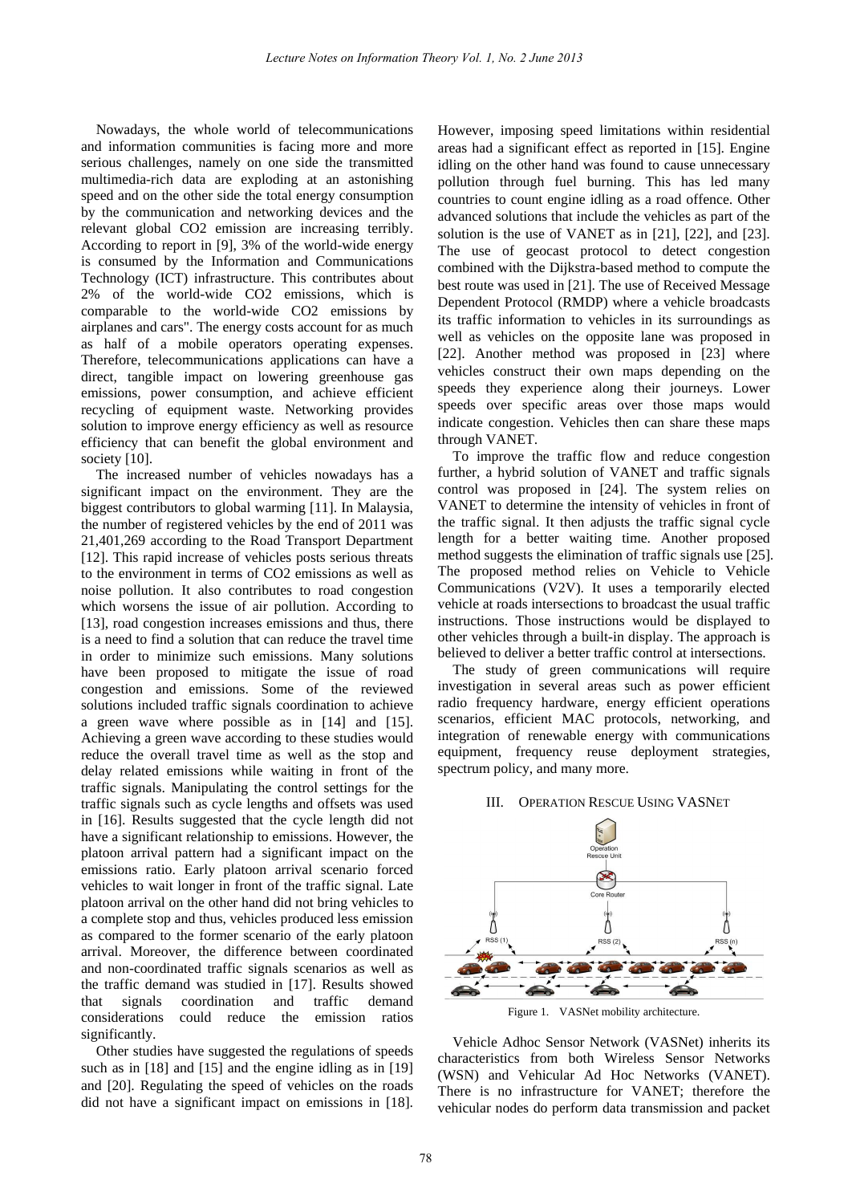Nowadays, the whole world of telecommunications and information communities is facing more and more serious challenges, namely on one side the transmitted multimedia-rich data are exploding at an astonishing speed and on the other side the total energy consumption by the communication and networking devices and the relevant global $CO_2$ emission are increasing terribly. According to report in [9], 3% of the world-wide energy is consumed by the Information and Communications Technology (ICT) infrastructure. This contributes about 2% of the world-wide $CO_2$ emissions, which is comparable to the world-wide $CO_2$ emissions by airplanes and cars". The energy costs account for as much as half of a mobile operators operating expenses. Therefore, telecommunications applications can have a direct, tangible impact on lowering greenhouse gas emissions, power consumption, and achieve efficient recycling of equipment waste. Networking provides solution to improve energy efficiency as well as resource efficiency that can benefit the global environment and society [10].

The increased number of vehicles nowadays has a significant impact on the environment. They are the biggest contributors to global warming [11]. In Malaysia, the number of registered vehicles by the end of 2011 was 21,401,269 according to the Road Transport Department [12]. This rapid increase of vehicles posts serious threats to the environment in terms of $CO_2$ emissions as well as noise pollution. It also contributes to road congestion which worsens the issue of air pollution. According to [13], road congestion increases emissions and thus, there is a need to find a solution that can reduce the travel time in order to minimize such emissions. Many solutions have been proposed to mitigate the issue of road congestion and emissions. Some of the reviewed solutions included traffic signals coordination to achieve a green wave where possible as in [14] and [15]. Achieving a green wave according to these studies would reduce the overall travel time as well as the stop and delay related emissions while waiting in front of the traffic signals. Manipulating the control settings for the traffic signals such as cycle lengths and offsets was used in [16]. Results suggested that the cycle length did not have a significant relationship to emissions. However, the platoon arrival pattern had a significant impact on the emissions ratio. Early platoon arrival scenario forced vehicles to wait longer in front of the traffic signal. Late platoon arrival on the other hand did not bring vehicles to a complete stop and thus, vehicles produced less emission as compared to the former scenario of the early platoon arrival. Moreover, the difference between coordinated and non-coordinated traffic signals scenarios as well as the traffic demand was studied in [17]. Results showed that signals coordination and traffic demand considerations could reduce the emission ratios significantly.

Other studies have suggested the regulations of speeds such as in [18] and [15] and the engine idling as in [19] and [20]. Regulating the speed of vehicles on the roads did not have a significant impact on emissions in [18]. However, imposing speed limitations within residential areas had a significant effect as reported in [15]. Engine idling on the other hand was found to cause unnecessary pollution through fuel burning. This has led many countries to count engine idling as a road offence. Other advanced solutions that include the vehicles as part of the solution is the use of VANET as in [21], [22], and [23]. The use of geocast protocol to detect congestion combined with the Dijkstra-based method to compute the best route was used in [21]. The use of Received Message Dependent Protocol (RMDP) where a vehicle broadcasts its traffic information to vehicles in its surroundings as well as vehicles on the opposite lane was proposed in [22]. Another method was proposed in [23] where vehicles construct their own maps depending on the speeds they experience along their journeys. Lower speeds over specific areas over those maps would indicate congestion. Vehicles then can share these maps through VANET.

To improve the traffic flow and reduce congestion further, a hybrid solution of VANET and traffic signals control was proposed in [24]. The system relies on VANET to determine the intensity of vehicles in front of the traffic signal. It then adjusts the traffic signal cycle length for a better waiting time. Another proposed method suggests the elimination of traffic signals use [25]. The proposed method relies on Vehicle to Vehicle Communications (V2V). It uses a temporarily elected vehicle at roads intersections to broadcast the usual traffic instructions. Those instructions would be displayed to other vehicles through a built-in display. The approach is believed to deliver a better traffic control at intersections.

The study of green communications will require investigation in several areas such as power efficient radio frequency hardware, energy efficient operations scenarios, efficient MAC protocols, networking, and integration of renewable energy with communications equipment, frequency reuse deployment strategies, spectrum policy, and many more.

## III. Operation Rescue Using VASNet

Figure 1. VASNet mobility architecture.

Vehicle Adhoc Sensor Network (VASNet) inherits its characteristics from both Wireless Sensor Networks (WSN) and Vehicular Ad Hoc Networks (VANET). There is no infrastructure for VANET; therefore the vehicular nodes do perform data transmission and packet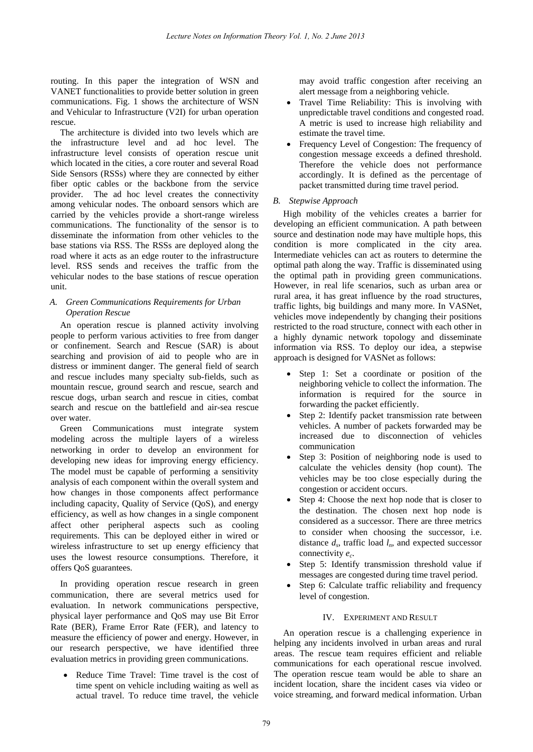routing. In this paper the integration of WSN and VANET functionalities to provide better solution in green communications. Fig. 1 shows the architecture of WSN and Vehicular to Infrastructure (V2I) for urban operation rescue.

The architecture is divided into two levels which are the infrastructure level and ad hoc level. The infrastructure level consists of operation rescue unit which located in the cities, a core router and several Road Side Sensors (RSSs) where they are connected by either fiber optic cables or the backbone from the service provider. The ad hoc level creates the connectivity among vehicular nodes. The onboard sensors which are carried by the vehicles provide a short-range wireless communications. The functionality of the sensor is to disseminate the information from other vehicles to the base stations via RSS. The RSSs are deployed along the road where it acts as an edge router to the infrastructure level. RSS sends and receives the traffic from the vehicular nodes to the base stations of rescue operation unit.

### *A. Green Communications Requirements for Urban Operation Rescue*

An operation rescue is planned activity involving people to perform various activities to free from danger or confinement. Search and Rescue (SAR) is about searching and provision of aid to people who are in distress or imminent danger. The general field of search and rescue includes many specialty sub-fields, such as mountain rescue, ground search and rescue, search and rescue dogs, urban search and rescue in cities, combat search and rescue on the battlefield and air-sea rescue over water.

Green Communications must integrate system modeling across the multiple layers of a wireless networking in order to develop an environment for developing new ideas for improving energy efficiency. The model must be capable of performing a sensitivity analysis of each component within the overall system and how changes in those components affect performance including capacity, Quality of Service (QoS), and energy efficiency, as well as how changes in a single component affect other peripheral aspects such as cooling requirements. This can be deployed either in wired or wireless infrastructure to set up energy efficiency that uses the lowest resource consumptions. Therefore, it offers QoS guarantees.

In providing operation rescue research in green communication, there are several metrics used for evaluation. In network communications perspective, physical layer performance and QoS may use Bit Error Rate (BER), Frame Error Rate (FER), and latency to measure the efficiency of power and energy. However, in our research perspective, we have identified three evaluation metrics in providing green communications.

- Reduce Time Travel: Time travel is the cost of time spent on vehicle including waiting as well as actual travel. To reduce time travel, the vehicle may avoid traffic congestion after receiving an alert message from a neighboring vehicle.
- Travel Time Reliability: This is involving with unpredictable travel conditions and congested road. A metric is used to increase high reliability and estimate the travel time.
- Frequency Level of Congestion: The frequency of congestion message exceeds a defined threshold. Therefore the vehicle does not performance accordingly. It is defined as the percentage of packet transmitted during time travel period.

### *B. Stepwise Approach*

High mobility of the vehicles creates a barrier for developing an efficient communication. A path between source and destination node may have multiple hops, this condition is more complicated in the city area. Intermediate vehicles can act as routers to determine the optimal path along the way. Traffic is disseminated using the optimal path in providing green communications. However, in real life scenarios, such as urban area or rural area, it has great influence by the road structures, traffic lights, big buildings and many more. In VASNet, vehicles move independently by changing their positions restricted to the road structure, connect with each other in a highly dynamic network topology and disseminate information via RSS. To deploy our idea, a stepwise approach is designed for VASNet as follows:

- Step 1: Set a coordinate or position of the neighboring vehicle to collect the information. The information is required for the source in forwarding the packet efficiently.
- Step 2: Identify packet transmission rate between vehicles. A number of packets forwarded may be increased due to disconnection of vehicles communication
- Step 3: Position of neighboring node is used to calculate the vehicles density (hop count). The vehicles may be too close especially during the congestion or accident occurs.
- Step 4: Choose the next hop node that is closer to the destination. The chosen next hop node is considered as a successor. There are three metrics to consider when choosing the successor, i.e. distance $d_s$, traffic load $l_n$, and expected successor connectivity $e_c$.
- Step 5: Identify transmission threshold value if messages are congested during time travel period.
- Step 6: Calculate traffic reliability and frequency level of congestion.

## IV. Experiment and Result

An operation rescue is a challenging experience in helping any incidents involved in urban areas and rural areas. The rescue team requires efficient and reliable communications for each operational rescue involved. The operation rescue team would be able to share an incident location, share the incident cases via video or voice streaming, and forward medical information. Urban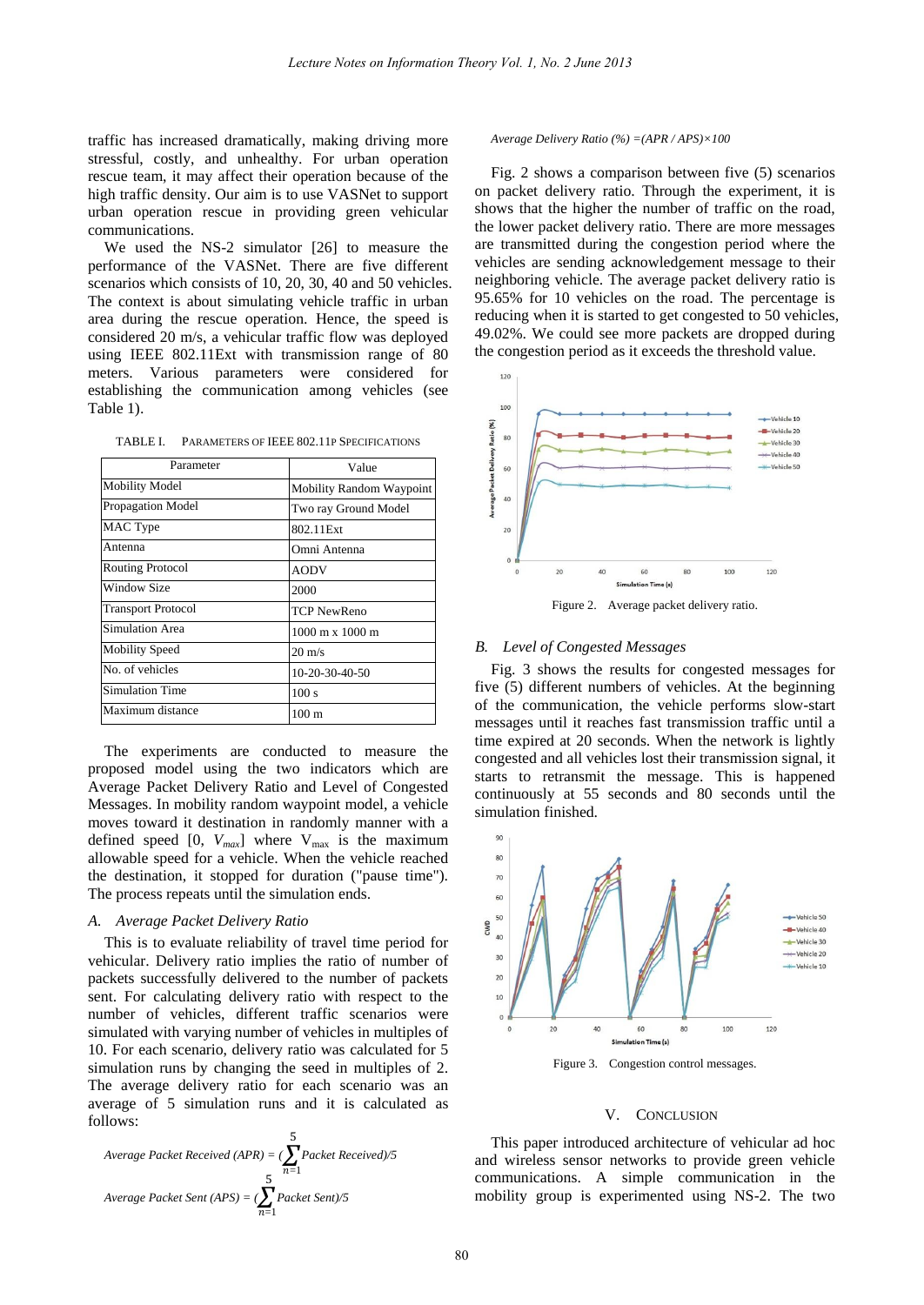traffic has increased dramatically, making driving more stressful, costly, and unhealthy. For urban operation rescue team, it may affect their operation because of the high traffic density. Our aim is to use VASNet to support urban operation rescue in providing green vehicular communications.

We used the NS-2 simulator [26] to measure the performance of the VASNet. There are five different scenarios which consists of 10, 20, 30, 40 and 50 vehicles. The context is about simulating vehicle traffic in urban area during the rescue operation. Hence, the speed is considered 20 m/s, a vehicular traffic flow was deployed using IEEE 802.11Ext with transmission range of 80 meters. Various parameters were considered for establishing the communication among vehicles (see Table 1).

TABLE I. PARAMETERS OF IEEE 802.11P SPECIFICATIONS

| Parameter | Value |
|---|---|
| Mobility Model | Mobility Random Waypoint |
| Propagation Model | Two ray Ground Model |
| MAC Type | 802.11Ext |
| Antenna | Omni Antenna |
| Routing Protocol | AODV |
| Window Size | 2000 |
| Transport Protocol | TCP NewReno |
| Simulation Area | 1000 m x 1000 m |
| Mobility Speed | 20 m/s |
| No. of vehicles | 10-20-30-40-50 |
| Simulation Time | 100 s |
| Maximum distance | 100 m |

The experiments are conducted to measure the proposed model using the two indicators which are Average Packet Delivery Ratio and Level of Congested Messages. In mobility random waypoint model, a vehicle moves toward it destination in randomly manner with a defined speed [0, $V_{max}$] where $V_{max}$ is the maximum allowable speed for a vehicle. When the vehicle reached the destination, it stopped for duration ("pause time"). The process repeats until the simulation ends.

## A. Average Packet Delivery Ratio

This is to evaluate reliability of travel time period for vehicular. Delivery ratio implies the ratio of number of packets successfully delivered to the number of packets sent. For calculating delivery ratio with respect to the number of vehicles, different traffic scenarios were simulated with varying number of vehicles in multiples of 10. For each scenario, delivery ratio was calculated for 5 simulation runs by changing the seed in multiples of 2. The average delivery ratio for each scenario was an average of 5 simulation runs and it is calculated as follows:

$$\text{Average Packet Received (APR)} = \left(\sum_{n=1}^{5} \text{Packet Received}\right)/5$$

$$\text{Average Packet Sent (APS)} = \left(\sum_{n=1}^{5} \text{Packet Sent}\right)/5$$

$$\text{Average Delivery Ratio (\%)} = (APR / APS) \times 100$$

Fig. 2 shows a comparison between five (5) scenarios on packet delivery ratio. Through the experiment, it is shows that the higher the number of traffic on the road, the lower packet delivery ratio. There are more messages are transmitted during the congestion period where the vehicles are sending acknowledgement message to their neighboring vehicle. The average packet delivery ratio is 95.65% for 10 vehicles on the road. The percentage is reducing when it is started to get congested to 50 vehicles, 49.02%. We could see more packets are dropped during the congestion period as it exceeds the threshold value.

Figure 2. Average packet delivery ratio.

## B. Level of Congested Messages

Fig. 3 shows the results for congested messages for five (5) different numbers of vehicles. At the beginning of the communication, the vehicle performs slow-start messages until it reaches fast transmission traffic until a time expired at 20 seconds. When the network is lightly congested and all vehicles lost their transmission signal, it starts to retransmit the message. This is happened continuously at 55 seconds and 80 seconds until the simulation finished.

Figure 3. Congestion control messages.

# V. CONCLUSION

This paper introduced architecture of vehicular ad hoc and wireless sensor networks to provide green vehicle communications. A simple communication in the mobility group is experimented using NS-2. The two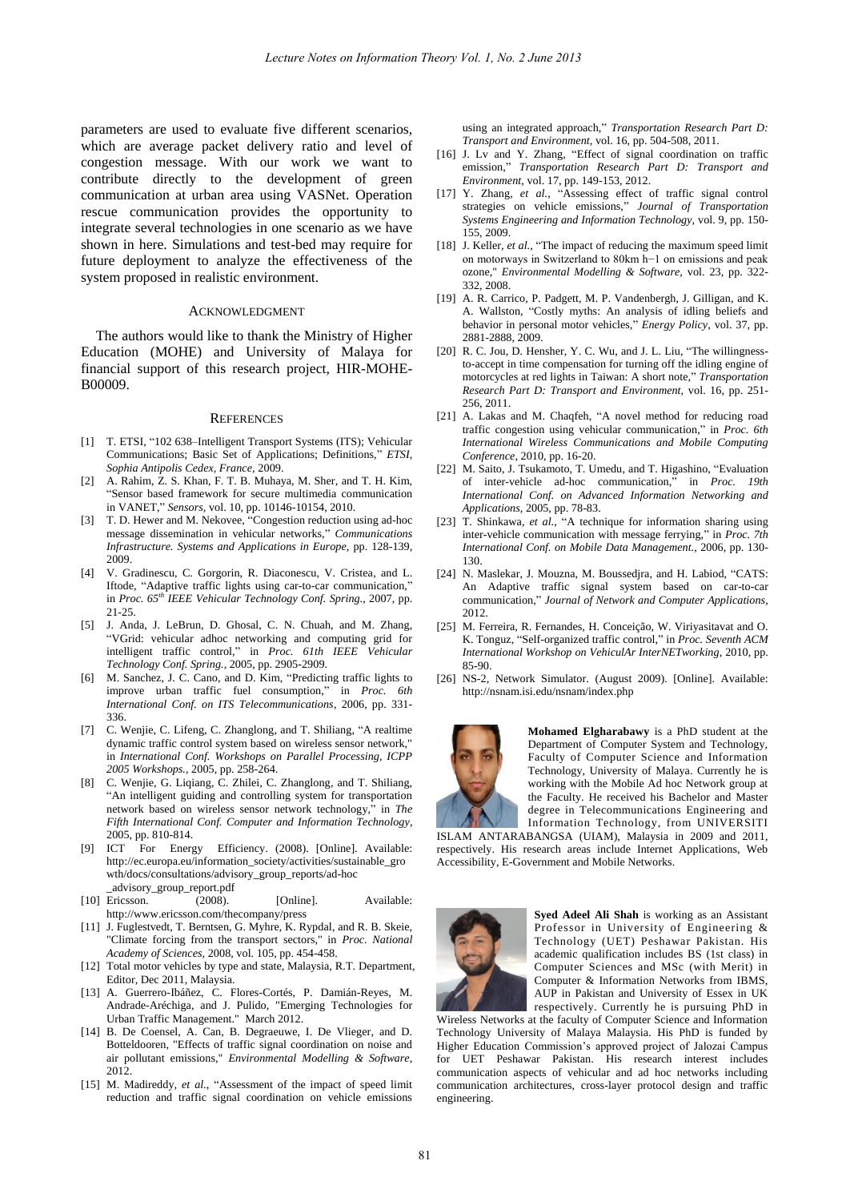parameters are used to evaluate five different scenarios, which are average packet delivery ratio and level of congestion message. With our work we want to contribute directly to the development of green communication at urban area using VASNet. Operation rescue communication provides the opportunity to integrate several technologies in one scenario as we have shown in here. Simulations and test-bed may require for future deployment to analyze the effectiveness of the system proposed in realistic environment.

## ACKNOWLEDGMENT

The authors would like to thank the Ministry of Higher Education (MOHE) and University of Malaya for financial support of this research project, HIR-MOHE-B00009.

## REFERENCES

- [1] T. ETSI, "102 638–Intelligent Transport Systems (ITS); Vehicular Communications; Basic Set of Applications; Definitions," *ETSI, Sophia Antipolis Cedex, France*, 2009.
- [2] A. Rahim, Z. S. Khan, F. T. B. Muhaya, M. Sher, and T. H. Kim, "Sensor based framework for secure multimedia communication in VANET," *Sensors*, vol. 10, pp. 10146-10154, 2010.
- [3] T. D. Hewer and M. Nekovee, "Congestion reduction using ad-hoc message dissemination in vehicular networks," *Communications Infrastructure. Systems and Applications in Europe*, pp. 128-139, 2009.
- [4] V. Gradinescu, C. Gorgorin, R. Diaconescu, V. Cristea, and L. Iftode, "Adaptive traffic lights using car-to-car communication," in *Proc. 65th IEEE Vehicular Technology Conf. Spring.*, 2007, pp. 21-25.
- [5] J. Anda, J. LeBrun, D. Ghosal, C. N. Chuah, and M. Zhang, "VGrid: vehicular adhoc networking and computing grid for intelligent traffic control," in *Proc. 61th IEEE Vehicular Technology Conf. Spring.*, 2005, pp. 2905-2909.
- [6] M. Sanchez, J. C. Cano, and D. Kim, "Predicting traffic lights to improve urban traffic fuel consumption," in *Proc. 6th International Conf. on ITS Telecommunications*, 2006, pp. 331-336.
- [7] C. Wenjie, C. Lifeng, C. Zhanglong, and T. Shiliang, "A realtime dynamic traffic control system based on wireless sensor network," in *International Conf. Workshops on Parallel Processing, ICPP 2005 Workshops.*, 2005, pp. 258-264.
- [8] C. Wenjie, G. Liqiang, C. Zhilei, C. Zhanglong, and T. Shiliang, "An intelligent guiding and controlling system for transportation network based on wireless sensor network technology," in *The Fifth International Conf. Computer and Information Technology*, 2005, pp. 810-814.
- [9] ICT For Energy Efficiency. (2008). [Online]. Available: http://ec.europa.eu/information_society/activities/sustainable_growth/docs/consultations/advisory_group_reports/ad-hoc_advisory_group_report.pdf
- [10] Ericsson. (2008). [Online]. Available: http://www.ericsson.com/thecompany/press
- [11] J. Fuglestvedt, T. Berntsen, G. Myhre, K. Rypdal, and R. B. Skeie, "Climate forcing from the transport sectors," in *Proc. National Academy of Sciences*, 2008, vol. 105, pp. 454-458.
- [12] Total motor vehicles by type and state, Malaysia, R.T. Department, Editor, Dec 2011, Malaysia.
- [13] A. Guerrero-Ibáñez, C. Flores-Cortés, P. Damián-Reyes, M. Andrade-Aréchiga, and J. Pulido, "Emerging Technologies for Urban Traffic Management." March 2012.
- [14] B. De Coensel, A. Can, B. Degraeuwe, I. De Vlieger, and D. Botteldooren, "Effects of traffic signal coordination on noise and air pollutant emissions," *Environmental Modelling & Software*, 2012.
- [15] M. Madireddy, *et al.*, "Assessment of the impact of speed limit reduction and traffic signal coordination on vehicle emissions using an integrated approach," *Transportation Research Part D: Transport and Environment*, vol. 16, pp. 504-508, 2011.
- [16] J. Lv and Y. Zhang, "Effect of signal coordination on traffic emission," *Transportation Research Part D: Transport and Environment*, vol. 17, pp. 149-153, 2012.
- [17] Y. Zhang, *et al.*, "Assessing effect of traffic signal control strategies on vehicle emissions," *Journal of Transportation Systems Engineering and Information Technology*, vol. 9, pp. 150-155, 2009.
- [18] J. Keller, *et al.*, "The impact of reducing the maximum speed limit on motorways in Switzerland to 80km h−1 on emissions and peak ozone," *Environmental Modelling & Software*, vol. 23, pp. 322-332, 2008.
- [19] A. R. Carrico, P. Padgett, M. P. Vandenbergh, J. Gilligan, and K. A. Wallston, "Costly myths: An analysis of idling beliefs and behavior in personal motor vehicles," *Energy Policy*, vol. 37, pp. 2881-2888, 2009.
- [20] R. C. Jou, D. Hensher, Y. C. Wu, and J. L. Liu, "The willingness-to-accept in time compensation for turning off the idling engine of motorcycles at red lights in Taiwan: A short note," *Transportation Research Part D: Transport and Environment*, vol. 16, pp. 251-256, 2011.
- [21] A. Lakas and M. Chaqfeh, "A novel method for reducing road traffic congestion using vehicular communication," in *Proc. 6th International Wireless Communications and Mobile Computing Conference*, 2010, pp. 16-20.
- [22] M. Saito, J. Tsukamoto, T. Umedu, and T. Higashino, "Evaluation of inter-vehicle ad-hoc communication," in *Proc. 19th International Conf. on Advanced Information Networking and Applications*, 2005, pp. 78-83.
- [23] T. Shinkawa, *et al.*, "A technique for information sharing using inter-vehicle communication with message ferrying," in *Proc. 7th International Conf. on Mobile Data Management.*, 2006, pp. 130-130.
- [24] N. Maslekar, J. Mouzna, M. Boussedjra, and H. Labiod, "CATS: An Adaptive traffic signal system based on car-to-car communication," *Journal of Network and Computer Applications*, 2012.
- [25] M. Ferreira, R. Fernandes, H. Conceição, W. Viriyasitavat and O. K. Tonguz, "Self-organized traffic control," in *Proc. Seventh ACM International Workshop on VehiculAr InterNETworking*, 2010, pp. 85-90.
- [26] NS-2, Network Simulator. (August 2009). [Online]. Available: http://nsnam.isi.edu/nsnam/index.php

**Mohamed Elgharabawy** is a PhD student at the Department of Computer System and Technology, Faculty of Computer Science and Information Technology, University of Malaya. Currently he is working with the Mobile Ad hoc Network group at the Faculty. He received his Bachelor and Master degree in Telecommunications Engineering and Information Technology, from UNIVERSITI ISLAM ANTARABANGSA (UIAM), Malaysia in 2009 and 2011, respectively. His research areas include Internet Applications, Web Accessibility, E-Government and Mobile Networks.

**Syed Adeel Ali Shah** is working as an Assistant Professor in University of Engineering & Technology (UET) Peshawar Pakistan. His academic qualification includes BS (1st class) in Computer Sciences and MSc (with Merit) in Computer & Information Networks from IBMS, AUP in Pakistan and University of Essex in UK respectively. Currently he is pursuing PhD in Wireless Networks at the faculty of Computer Science and Information Technology University of Malaya Malaysia. His PhD is funded by Higher Education Commission's approved project of Jalozai Campus for UET Peshawar Pakistan. His research interest includes communication aspects of vehicular and ad hoc networks including communication architectures, cross-layer protocol design and traffic engineering.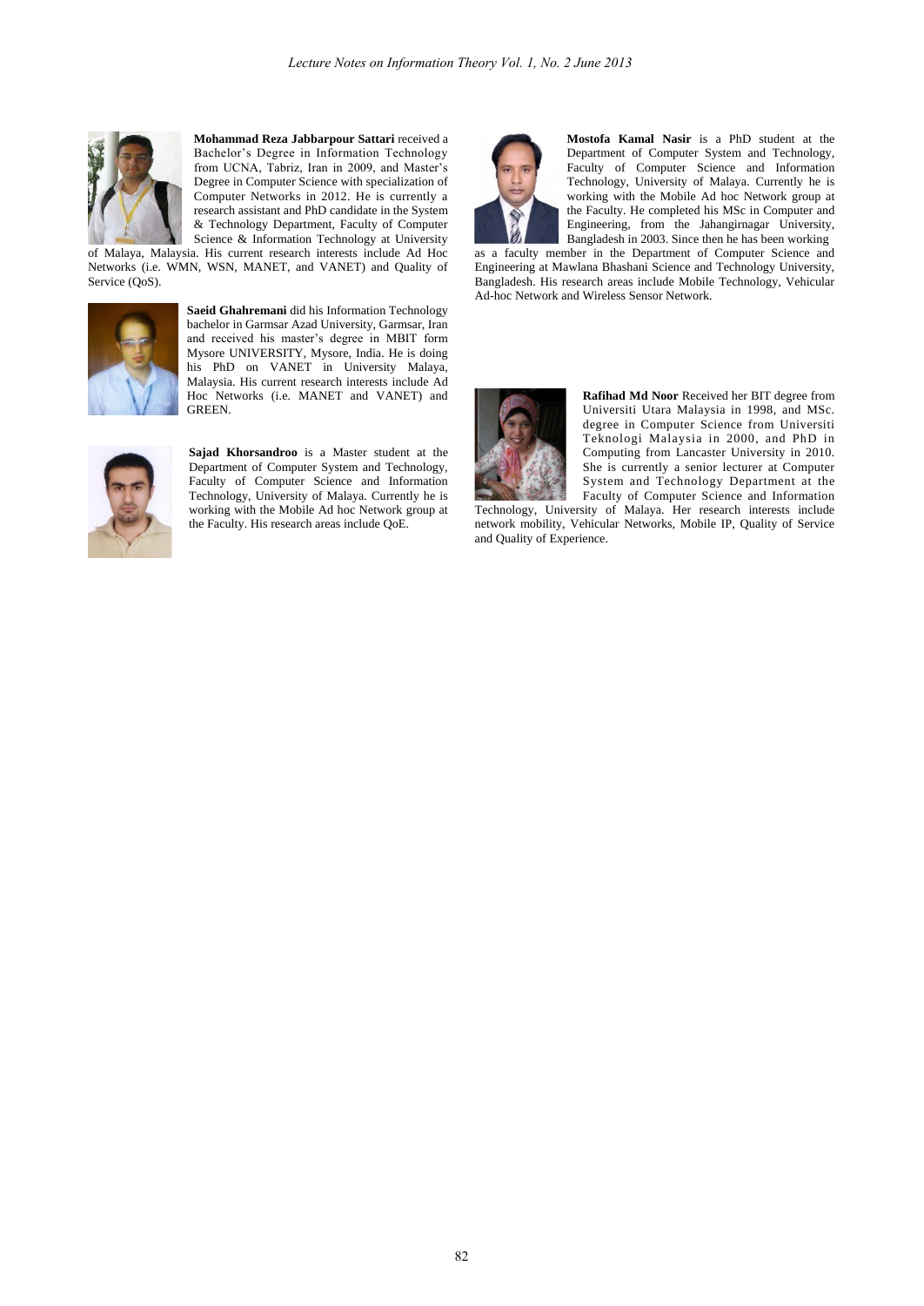**Mohammad Reza Jabbarpour Sattari** received a Bachelor's Degree in Information Technology from UCNA, Tabriz, Iran in 2009, and Master's Degree in Computer Science with specialization of Computer Networks in 2012. He is currently a research assistant and PhD candidate in the System & Technology Department, Faculty of Computer Science & Information Technology at University of Malaya, Malaysia. His current research interests include Ad Hoc Networks (i.e. WMN, WSN, MANET, and VANET) and Quality of Service (QoS).

**Saeid Ghahremani** did his Information Technology bachelor in Garmsar Azad University, Garmsar, Iran and received his master's degree in MBIT form Mysore UNIVERSITY, Mysore, India. He is doing his PhD on VANET in University Malaya, Malaysia. His current research interests include Ad Hoc Networks (i.e. MANET and VANET) and GREEN.

**Sajad Khorsandroo** is a Master student at the Department of Computer System and Technology, Faculty of Computer Science and Information Technology, University of Malaya. Currently he is working with the Mobile Ad hoc Network group at the Faculty. His research areas include QoE.

**Mostofa Kamal Nasir** is a PhD student at the Department of Computer System and Technology, Faculty of Computer Science and Information Technology, University of Malaya. Currently he is working with the Mobile Ad hoc Network group at the Faculty. He completed his MSc in Computer and Engineering, from the Jahangirnagar University, Bangladesh in 2003. Since then he has been working as a faculty member in the Department of Computer Science and Engineering at Mawlana Bhashani Science and Technology University, Bangladesh. His research areas include Mobile Technology, Vehicular Ad-hoc Network and Wireless Sensor Network.

**Rafihad Md Noor** Received her BIT degree from Universiti Utara Malaysia in 1998, and MSc. degree in Computer Science from Universiti Teknologi Malaysia in 2000, and PhD in Computing from Lancaster University in 2010. She is currently a senior lecturer at Computer System and Technology Department at the Faculty of Computer Science and Information Technology, University of Malaya. Her research interests include network mobility, Vehicular Networks, Mobile IP, Quality of Service and Quality of Experience.